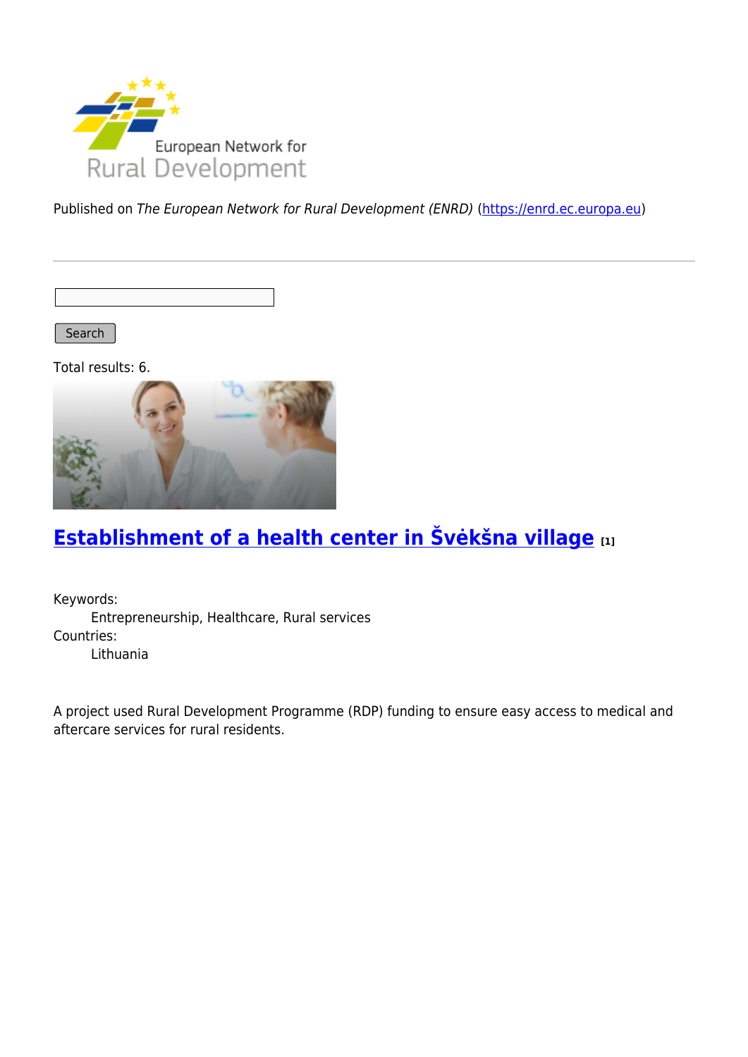Published on *The European Network for Rural Development (ENRD)* (https://enrd.ec.europa.eu)

Search

Total results: 6.

## Establishment of a health center in Švėkšna village [1]

Keywords:
Entrepreneurship, Healthcare, Rural services
Countries:
Lithuania

A project used Rural Development Programme (RDP) funding to ensure easy access to medical and aftercare services for rural residents.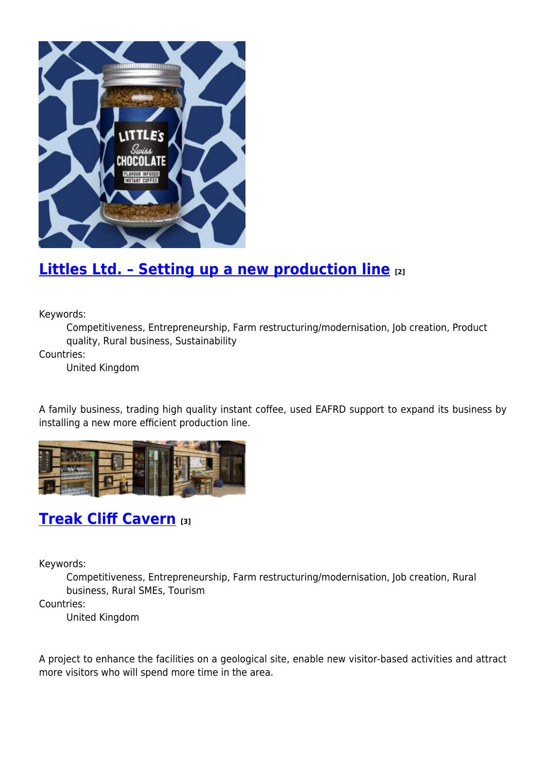## Littles Ltd. – Setting up a new production line [2]

Keywords:
Competitiveness, Entrepreneurship, Farm restructuring/modernisation, Job creation, Product quality, Rural business, Sustainability

Countries:
United Kingdom

A family business, trading high quality instant coffee, used EAFRD support to expand its business by installing a new more efficient production line.

## Treak Cliff Cavern [3]

Keywords:
Competitiveness, Entrepreneurship, Farm restructuring/modernisation, Job creation, Rural business, Rural SMEs, Tourism

Countries:
United Kingdom

A project to enhance the facilities on a geological site, enable new visitor-based activities and attract more visitors who will spend more time in the area.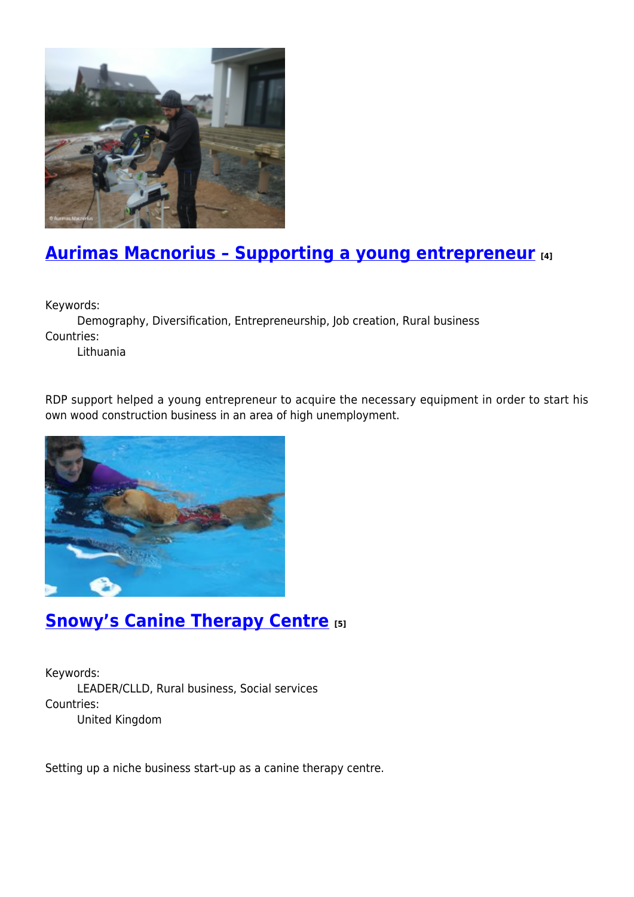## Aurimas Macnorius – Supporting a young entrepreneur [4]

Keywords:
: Demography, Diversification, Entrepreneurship, Job creation, Rural business

Countries:
: Lithuania

RDP support helped a young entrepreneur to acquire the necessary equipment in order to start his own wood construction business in an area of high unemployment.

## Snowy's Canine Therapy Centre [5]

Keywords:
: LEADER/CLLD, Rural business, Social services

Countries:
: United Kingdom

Setting up a niche business start-up as a canine therapy centre.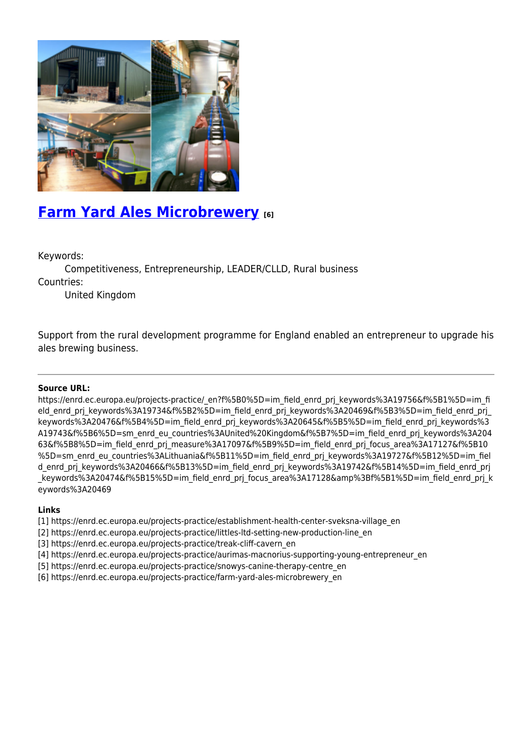## Farm Yard Ales Microbrewery [6]

Keywords:
: Competitiveness, Entrepreneurship, LEADER/CLLD, Rural business

Countries:
: United Kingdom

Support from the rural development programme for England enabled an entrepreneur to upgrade his ales brewing business.

---

**Source URL:** https://enrd.ec.europa.eu/projects-practice/_en?f%5B0%5D=im_field_enrd_prj_keywords%3A19756&f%5B1%5D=im_field_enrd_prj_keywords%3A19734&f%5B2%5D=im_field_enrd_prj_keywords%3A20469&f%5B3%5D=im_field_enrd_prj_keywords%3A20476&f%5B4%5D=im_field_enrd_prj_keywords%3A20645&f%5B5%5D=im_field_enrd_prj_keywords%3A19743&f%5B6%5D=sm_enrd_eu_countries%3AUnited%20Kingdom&f%5B7%5D=im_field_enrd_prj_keywords%3A20463&f%5B8%5D=im_field_enrd_prj_measure%3A17097&f%5B9%5D=im_field_enrd_prj_focus_area%3A17127&f%5B10%5D=sm_enrd_eu_countries%3ALithuania&f%5B11%5D=im_field_enrd_prj_keywords%3A19727&f%5B12%5D=im_field_enrd_prj_keywords%3A20466&f%5B13%5D=im_field_enrd_prj_keywords%3A19742&f%5B14%5D=im_field_enrd_prj_keywords%3A20474&f%5B15%5D=im_field_enrd_prj_focus_area%3A17128&amp%3Bf%5B1%5D=im_field_enrd_prj_keywords%3A20469

**Links**

[1] https://enrd.ec.europa.eu/projects-practice/establishment-health-center-sveksna-village_en
[2] https://enrd.ec.europa.eu/projects-practice/littles-ltd-setting-new-production-line_en
[3] https://enrd.ec.europa.eu/projects-practice/treak-cliff-cavern_en
[4] https://enrd.ec.europa.eu/projects-practice/aurimas-macnorius-supporting-young-entrepreneur_en
[5] https://enrd.ec.europa.eu/projects-practice/snowys-canine-therapy-centre_en
[6] https://enrd.ec.europa.eu/projects-practice/farm-yard-ales-microbrewery_en